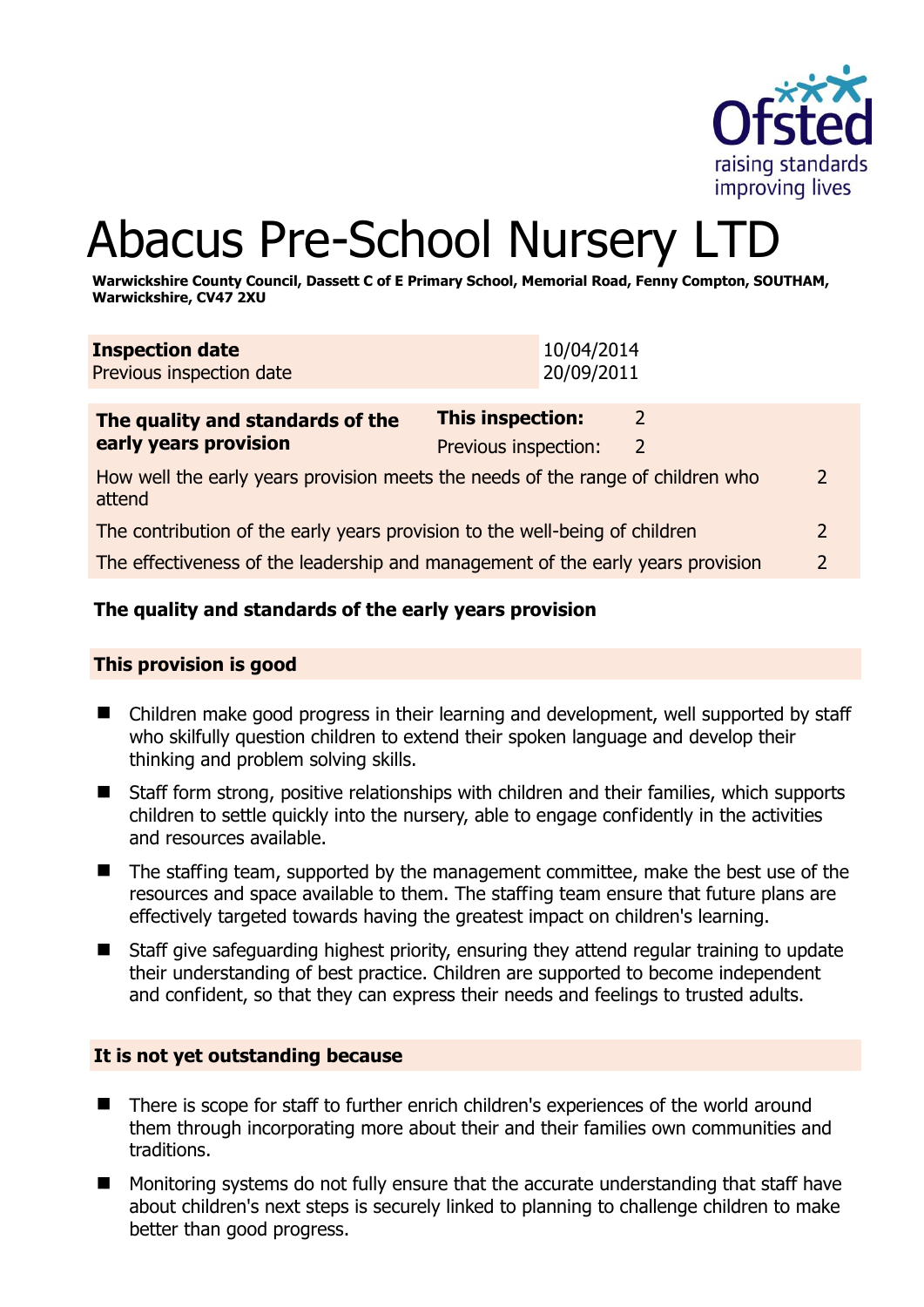# Abacus Pre-School Nursery LTD

**Warwickshire County Council, Dassett C of E Primary School, Memorial Road, Fenny Compton, SOUTHAM, Warwickshire, CV47 2XU**

| **Inspection date** | 10/04/2014 |
|---|---|
| Previous inspection date | 20/09/2011 |

| **The quality and standards of the early years provision** | **This inspection:** | 2 | |
|---|---|---|---|
| | Previous inspection: | 2 | |
| How well the early years provision meets the needs of the range of children who attend | | | 2 |
| The contribution of the early years provision to the well-being of children | | | 2 |
| The effectiveness of the leadership and management of the early years provision | | | 2 |

**The quality and standards of the early years provision**

## This provision is good

- Children make good progress in their learning and development, well supported by staff who skilfully question children to extend their spoken language and develop their thinking and problem solving skills.
- Staff form strong, positive relationships with children and their families, which supports children to settle quickly into the nursery, able to engage confidently in the activities and resources available.
- The staffing team, supported by the management committee, make the best use of the resources and space available to them. The staffing team ensure that future plans are effectively targeted towards having the greatest impact on children's learning.
- Staff give safeguarding highest priority, ensuring they attend regular training to update their understanding of best practice. Children are supported to become independent and confident, so that they can express their needs and feelings to trusted adults.

## It is not yet outstanding because

- There is scope for staff to further enrich children's experiences of the world around them through incorporating more about their and their families own communities and traditions.
- Monitoring systems do not fully ensure that the accurate understanding that staff have about children's next steps is securely linked to planning to challenge children to make better than good progress.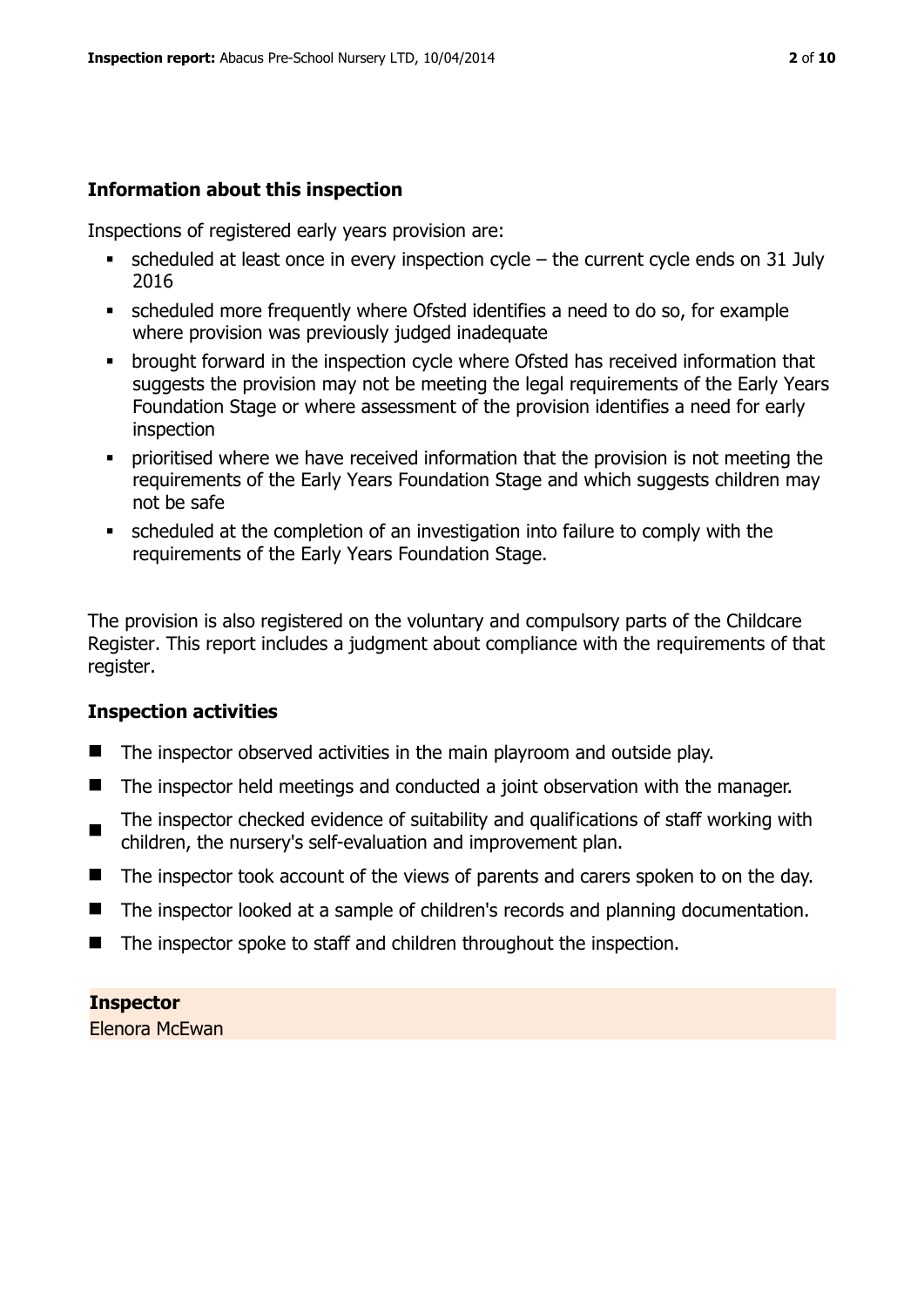### Information about this inspection

Inspections of registered early years provision are:

- scheduled at least once in every inspection cycle – the current cycle ends on 31 July 2016
- scheduled more frequently where Ofsted identifies a need to do so, for example where provision was previously judged inadequate
- brought forward in the inspection cycle where Ofsted has received information that suggests the provision may not be meeting the legal requirements of the Early Years Foundation Stage or where assessment of the provision identifies a need for early inspection
- prioritised where we have received information that the provision is not meeting the requirements of the Early Years Foundation Stage and which suggests children may not be safe
- scheduled at the completion of an investigation into failure to comply with the requirements of the Early Years Foundation Stage.

The provision is also registered on the voluntary and compulsory parts of the Childcare Register. This report includes a judgment about compliance with the requirements of that register.

### Inspection activities

- The inspector observed activities in the main playroom and outside play.
- The inspector held meetings and conducted a joint observation with the manager.
- The inspector checked evidence of suitability and qualifications of staff working with children, the nursery's self-evaluation and improvement plan.
- The inspector took account of the views of parents and carers spoken to on the day.
- The inspector looked at a sample of children's records and planning documentation.
- The inspector spoke to staff and children throughout the inspection.

**Inspector**

Elenora McEwan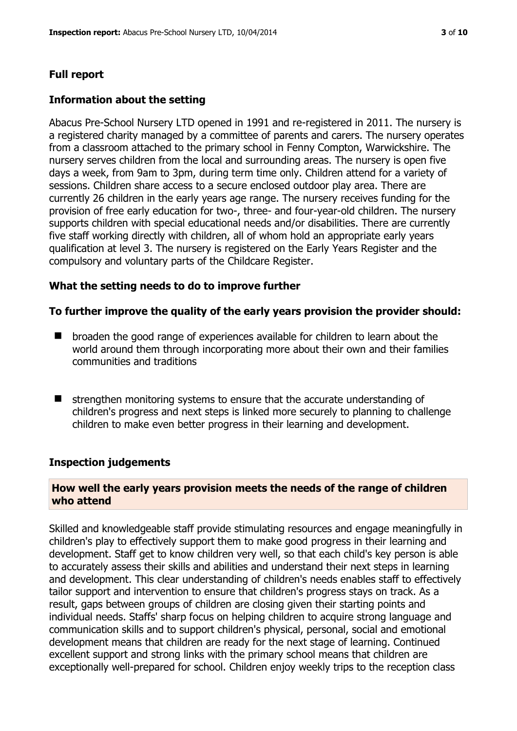## Full report

### Information about the setting

Abacus Pre-School Nursery LTD opened in 1991 and re-registered in 2011. The nursery is a registered charity managed by a committee of parents and carers. The nursery operates from a classroom attached to the primary school in Fenny Compton, Warwickshire. The nursery serves children from the local and surrounding areas. The nursery is open five days a week, from 9am to 3pm, during term time only. Children attend for a variety of sessions. Children share access to a secure enclosed outdoor play area. There are currently 26 children in the early years age range. The nursery receives funding for the provision of free early education for two-, three- and four-year-old children. The nursery supports children with special educational needs and/or disabilities. There are currently five staff working directly with children, all of whom hold an appropriate early years qualification at level 3. The nursery is registered on the Early Years Register and the compulsory and voluntary parts of the Childcare Register.

### What the setting needs to do to improve further

**To further improve the quality of the early years provision the provider should:**

- broaden the good range of experiences available for children to learn about the world around them through incorporating more about their own and their families communities and traditions
- strengthen monitoring systems to ensure that the accurate understanding of children's progress and next steps is linked more securely to planning to challenge children to make even better progress in their learning and development.

### Inspection judgements

**How well the early years provision meets the needs of the range of children who attend**

Skilled and knowledgeable staff provide stimulating resources and engage meaningfully in children's play to effectively support them to make good progress in their learning and development. Staff get to know children very well, so that each child's key person is able to accurately assess their skills and abilities and understand their next steps in learning and development. This clear understanding of children's needs enables staff to effectively tailor support and intervention to ensure that children's progress stays on track. As a result, gaps between groups of children are closing given their starting points and individual needs. Staffs' sharp focus on helping children to acquire strong language and communication skills and to support children's physical, personal, social and emotional development means that children are ready for the next stage of learning. Continued excellent support and strong links with the primary school means that children are exceptionally well-prepared for school. Children enjoy weekly trips to the reception class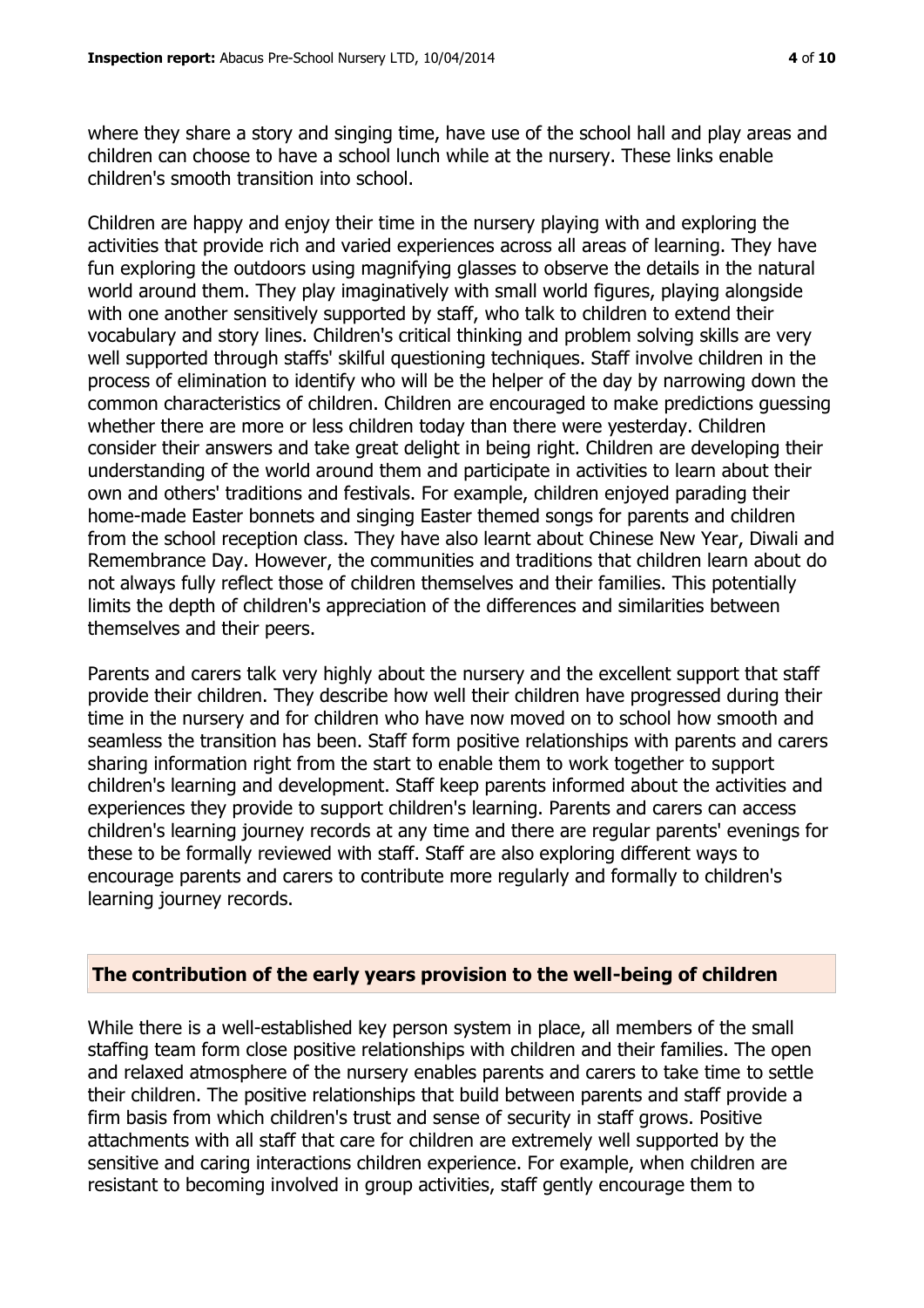where they share a story and singing time, have use of the school hall and play areas and children can choose to have a school lunch while at the nursery. These links enable children's smooth transition into school.

Children are happy and enjoy their time in the nursery playing with and exploring the activities that provide rich and varied experiences across all areas of learning. They have fun exploring the outdoors using magnifying glasses to observe the details in the natural world around them. They play imaginatively with small world figures, playing alongside with one another sensitively supported by staff, who talk to children to extend their vocabulary and story lines. Children's critical thinking and problem solving skills are very well supported through staffs' skilful questioning techniques. Staff involve children in the process of elimination to identify who will be the helper of the day by narrowing down the common characteristics of children. Children are encouraged to make predictions guessing whether there are more or less children today than there were yesterday. Children consider their answers and take great delight in being right. Children are developing their understanding of the world around them and participate in activities to learn about their own and others' traditions and festivals. For example, children enjoyed parading their home-made Easter bonnets and singing Easter themed songs for parents and children from the school reception class. They have also learnt about Chinese New Year, Diwali and Remembrance Day. However, the communities and traditions that children learn about do not always fully reflect those of children themselves and their families. This potentially limits the depth of children's appreciation of the differences and similarities between themselves and their peers.

Parents and carers talk very highly about the nursery and the excellent support that staff provide their children. They describe how well their children have progressed during their time in the nursery and for children who have now moved on to school how smooth and seamless the transition has been. Staff form positive relationships with parents and carers sharing information right from the start to enable them to work together to support children's learning and development. Staff keep parents informed about the activities and experiences they provide to support children's learning. Parents and carers can access children's learning journey records at any time and there are regular parents' evenings for these to be formally reviewed with staff. Staff are also exploring different ways to encourage parents and carers to contribute more regularly and formally to children's learning journey records.

## The contribution of the early years provision to the well-being of children

While there is a well-established key person system in place, all members of the small staffing team form close positive relationships with children and their families. The open and relaxed atmosphere of the nursery enables parents and carers to take time to settle their children. The positive relationships that build between parents and staff provide a firm basis from which children's trust and sense of security in staff grows. Positive attachments with all staff that care for children are extremely well supported by the sensitive and caring interactions children experience. For example, when children are resistant to becoming involved in group activities, staff gently encourage them to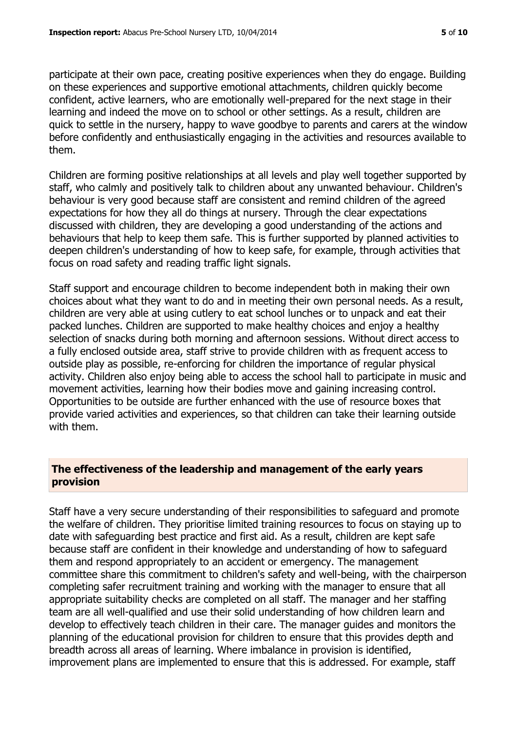participate at their own pace, creating positive experiences when they do engage. Building on these experiences and supportive emotional attachments, children quickly become confident, active learners, who are emotionally well-prepared for the next stage in their learning and indeed the move on to school or other settings. As a result, children are quick to settle in the nursery, happy to wave goodbye to parents and carers at the window before confidently and enthusiastically engaging in the activities and resources available to them.

Children are forming positive relationships at all levels and play well together supported by staff, who calmly and positively talk to children about any unwanted behaviour. Children's behaviour is very good because staff are consistent and remind children of the agreed expectations for how they all do things at nursery. Through the clear expectations discussed with children, they are developing a good understanding of the actions and behaviours that help to keep them safe. This is further supported by planned activities to deepen children's understanding of how to keep safe, for example, through activities that focus on road safety and reading traffic light signals.

Staff support and encourage children to become independent both in making their own choices about what they want to do and in meeting their own personal needs. As a result, children are very able at using cutlery to eat school lunches or to unpack and eat their packed lunches. Children are supported to make healthy choices and enjoy a healthy selection of snacks during both morning and afternoon sessions. Without direct access to a fully enclosed outside area, staff strive to provide children with as frequent access to outside play as possible, re-enforcing for children the importance of regular physical activity. Children also enjoy being able to access the school hall to participate in music and movement activities, learning how their bodies move and gaining increasing control. Opportunities to be outside are further enhanced with the use of resource boxes that provide varied activities and experiences, so that children can take their learning outside with them.

## The effectiveness of the leadership and management of the early years provision

Staff have a very secure understanding of their responsibilities to safeguard and promote the welfare of children. They prioritise limited training resources to focus on staying up to date with safeguarding best practice and first aid. As a result, children are kept safe because staff are confident in their knowledge and understanding of how to safeguard them and respond appropriately to an accident or emergency. The management committee share this commitment to children's safety and well-being, with the chairperson completing safer recruitment training and working with the manager to ensure that all appropriate suitability checks are completed on all staff. The manager and her staffing team are all well-qualified and use their solid understanding of how children learn and develop to effectively teach children in their care. The manager guides and monitors the planning of the educational provision for children to ensure that this provides depth and breadth across all areas of learning. Where imbalance in provision is identified, improvement plans are implemented to ensure that this is addressed. For example, staff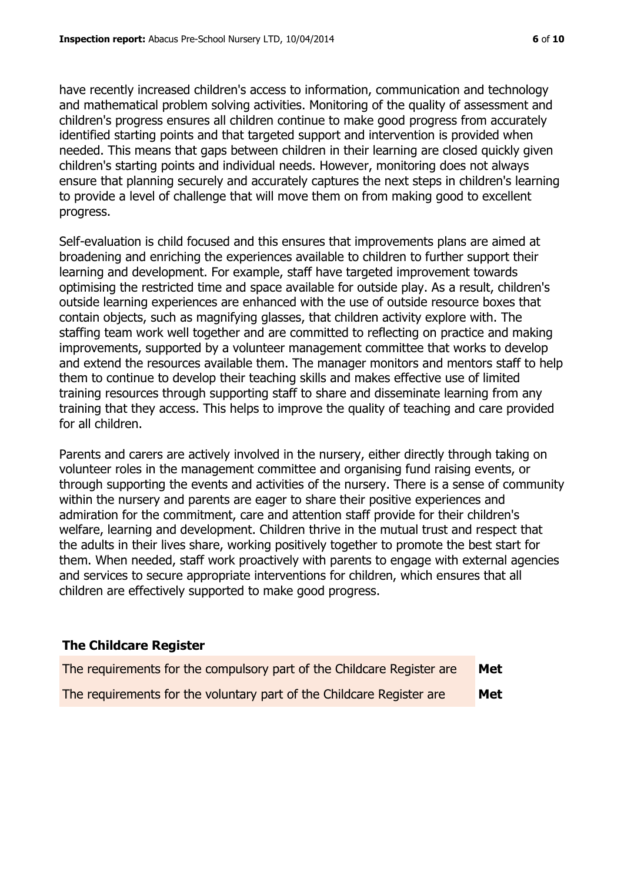have recently increased children's access to information, communication and technology and mathematical problem solving activities. Monitoring of the quality of assessment and children's progress ensures all children continue to make good progress from accurately identified starting points and that targeted support and intervention is provided when needed. This means that gaps between children in their learning are closed quickly given children's starting points and individual needs. However, monitoring does not always ensure that planning securely and accurately captures the next steps in children's learning to provide a level of challenge that will move them on from making good to excellent progress.

Self-evaluation is child focused and this ensures that improvements plans are aimed at broadening and enriching the experiences available to children to further support their learning and development. For example, staff have targeted improvement towards optimising the restricted time and space available for outside play. As a result, children's outside learning experiences are enhanced with the use of outside resource boxes that contain objects, such as magnifying glasses, that children activity explore with. The staffing team work well together and are committed to reflecting on practice and making improvements, supported by a volunteer management committee that works to develop and extend the resources available them. The manager monitors and mentors staff to help them to continue to develop their teaching skills and makes effective use of limited training resources through supporting staff to share and disseminate learning from any training that they access. This helps to improve the quality of teaching and care provided for all children.

Parents and carers are actively involved in the nursery, either directly through taking on volunteer roles in the management committee and organising fund raising events, or through supporting the events and activities of the nursery. There is a sense of community within the nursery and parents are eager to share their positive experiences and admiration for the commitment, care and attention staff provide for their children's welfare, learning and development. Children thrive in the mutual trust and respect that the adults in their lives share, working positively together to promote the best start for them. When needed, staff work proactively with parents to engage with external agencies and services to secure appropriate interventions for children, which ensures that all children are effectively supported to make good progress.

### The Childcare Register

| | |
|---|---|
| The requirements for the compulsory part of the Childcare Register are | **Met** |
| The requirements for the voluntary part of the Childcare Register are | **Met** |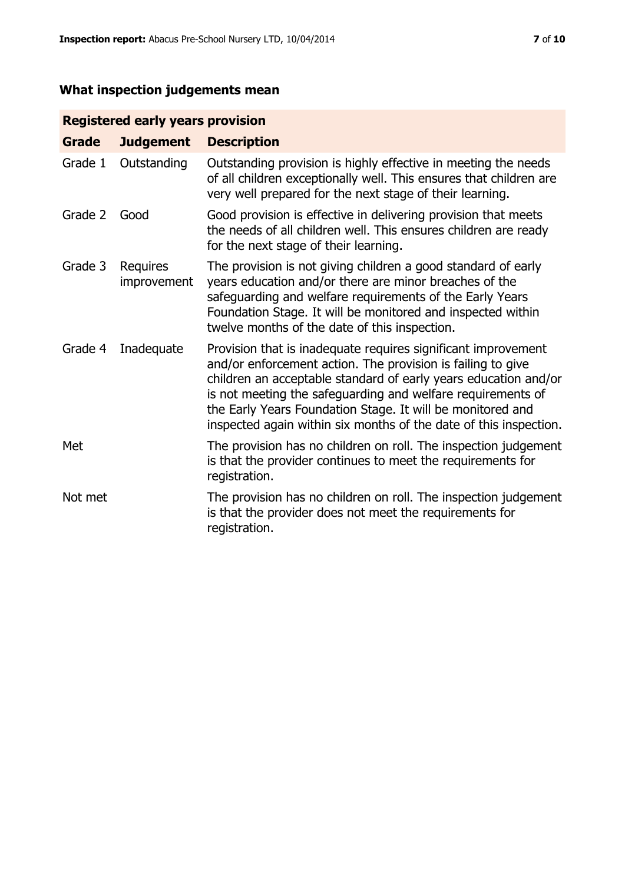## What inspection judgements mean

| Registered early years provision | | |
|---|---|---|
| **Grade** | **Judgement** | **Description** |
| Grade 1 | Outstanding | Outstanding provision is highly effective in meeting the needs of all children exceptionally well. This ensures that children are very well prepared for the next stage of their learning. |
| Grade 2 | Good | Good provision is effective in delivering provision that meets the needs of all children well. This ensures children are ready for the next stage of their learning. |
| Grade 3 | Requires improvement | The provision is not giving children a good standard of early years education and/or there are minor breaches of the safeguarding and welfare requirements of the Early Years Foundation Stage. It will be monitored and inspected within twelve months of the date of this inspection. |
| Grade 4 | Inadequate | Provision that is inadequate requires significant improvement and/or enforcement action. The provision is failing to give children an acceptable standard of early years education and/or is not meeting the safeguarding and welfare requirements of the Early Years Foundation Stage. It will be monitored and inspected again within six months of the date of this inspection. |
| Met | | The provision has no children on roll. The inspection judgement is that the provider continues to meet the requirements for registration. |
| Not met | | The provision has no children on roll. The inspection judgement is that the provider does not meet the requirements for registration. |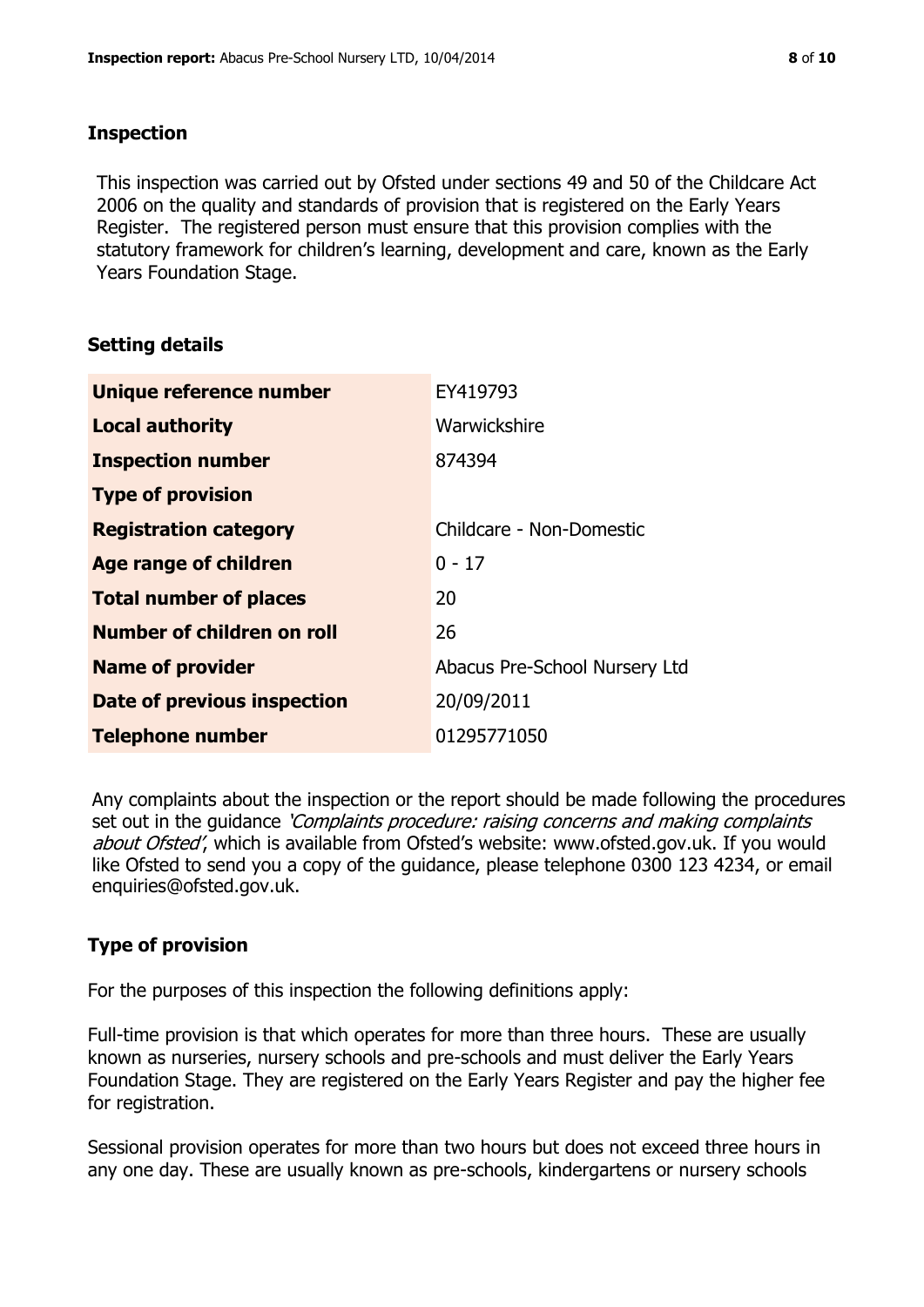## Inspection

This inspection was carried out by Ofsted under sections 49 and 50 of the Childcare Act 2006 on the quality and standards of provision that is registered on the Early Years Register. The registered person must ensure that this provision complies with the statutory framework for children's learning, development and care, known as the Early Years Foundation Stage.

## Setting details

| | |
|---|---|
| **Unique reference number** | EY419793 |
| **Local authority** | Warwickshire |
| **Inspection number** | 874394 |
| **Type of provision** | |
| **Registration category** | Childcare - Non-Domestic |
| **Age range of children** | 0 - 17 |
| **Total number of places** | 20 |
| **Number of children on roll** | 26 |
| **Name of provider** | Abacus Pre-School Nursery Ltd |
| **Date of previous inspection** | 20/09/2011 |
| **Telephone number** | 01295771050 |

Any complaints about the inspection or the report should be made following the procedures set out in the guidance *'Complaints procedure: raising concerns and making complaints about Ofsted'*, which is available from Ofsted's website: www.ofsted.gov.uk. If you would like Ofsted to send you a copy of the guidance, please telephone 0300 123 4234, or email enquiries@ofsted.gov.uk.

## Type of provision

For the purposes of this inspection the following definitions apply:

Full-time provision is that which operates for more than three hours. These are usually known as nurseries, nursery schools and pre-schools and must deliver the Early Years Foundation Stage. They are registered on the Early Years Register and pay the higher fee for registration.

Sessional provision operates for more than two hours but does not exceed three hours in any one day. These are usually known as pre-schools, kindergartens or nursery schools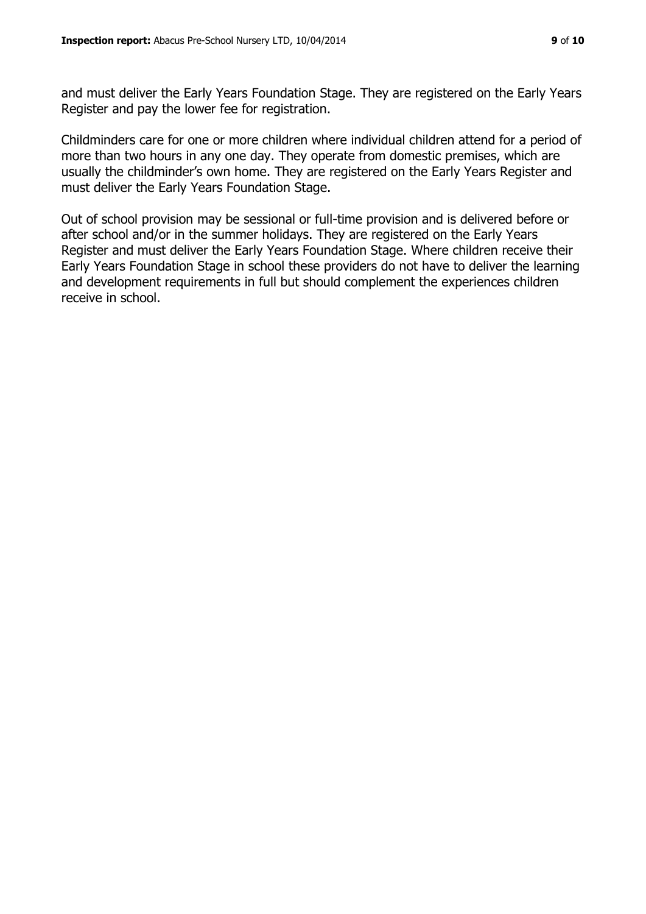and must deliver the Early Years Foundation Stage. They are registered on the Early Years Register and pay the lower fee for registration.

Childminders care for one or more children where individual children attend for a period of more than two hours in any one day. They operate from domestic premises, which are usually the childminder's own home. They are registered on the Early Years Register and must deliver the Early Years Foundation Stage.

Out of school provision may be sessional or full-time provision and is delivered before or after school and/or in the summer holidays. They are registered on the Early Years Register and must deliver the Early Years Foundation Stage. Where children receive their Early Years Foundation Stage in school these providers do not have to deliver the learning and development requirements in full but should complement the experiences children receive in school.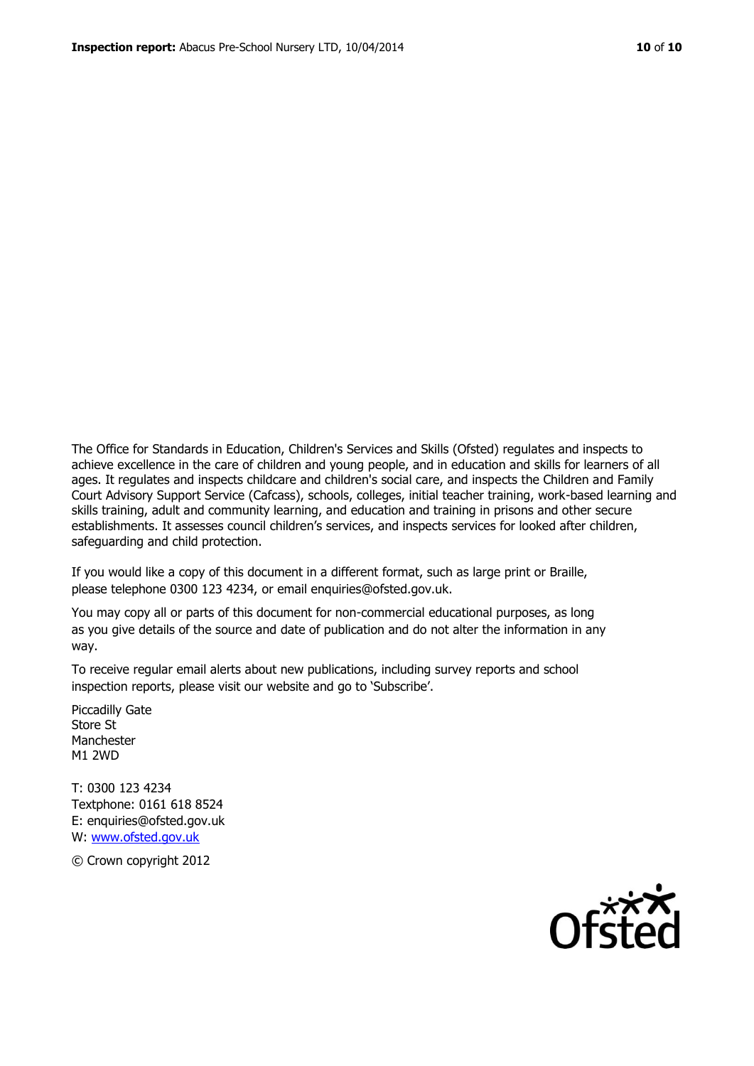The Office for Standards in Education, Children's Services and Skills (Ofsted) regulates and inspects to achieve excellence in the care of children and young people, and in education and skills for learners of all ages. It regulates and inspects childcare and children's social care, and inspects the Children and Family Court Advisory Support Service (Cafcass), schools, colleges, initial teacher training, work-based learning and skills training, adult and community learning, and education and training in prisons and other secure establishments. It assesses council children's services, and inspects services for looked after children, safeguarding and child protection.

If you would like a copy of this document in a different format, such as large print or Braille, please telephone 0300 123 4234, or email enquiries@ofsted.gov.uk.

You may copy all or parts of this document for non-commercial educational purposes, as long as you give details of the source and date of publication and do not alter the information in any way.

To receive regular email alerts about new publications, including survey reports and school inspection reports, please visit our website and go to 'Subscribe'.

Piccadilly Gate
Store St
Manchester
M1 2WD

T: 0300 123 4234
Textphone: 0161 618 8524
E: enquiries@ofsted.gov.uk
W: www.ofsted.gov.uk

© Crown copyright 2012

Ofsted